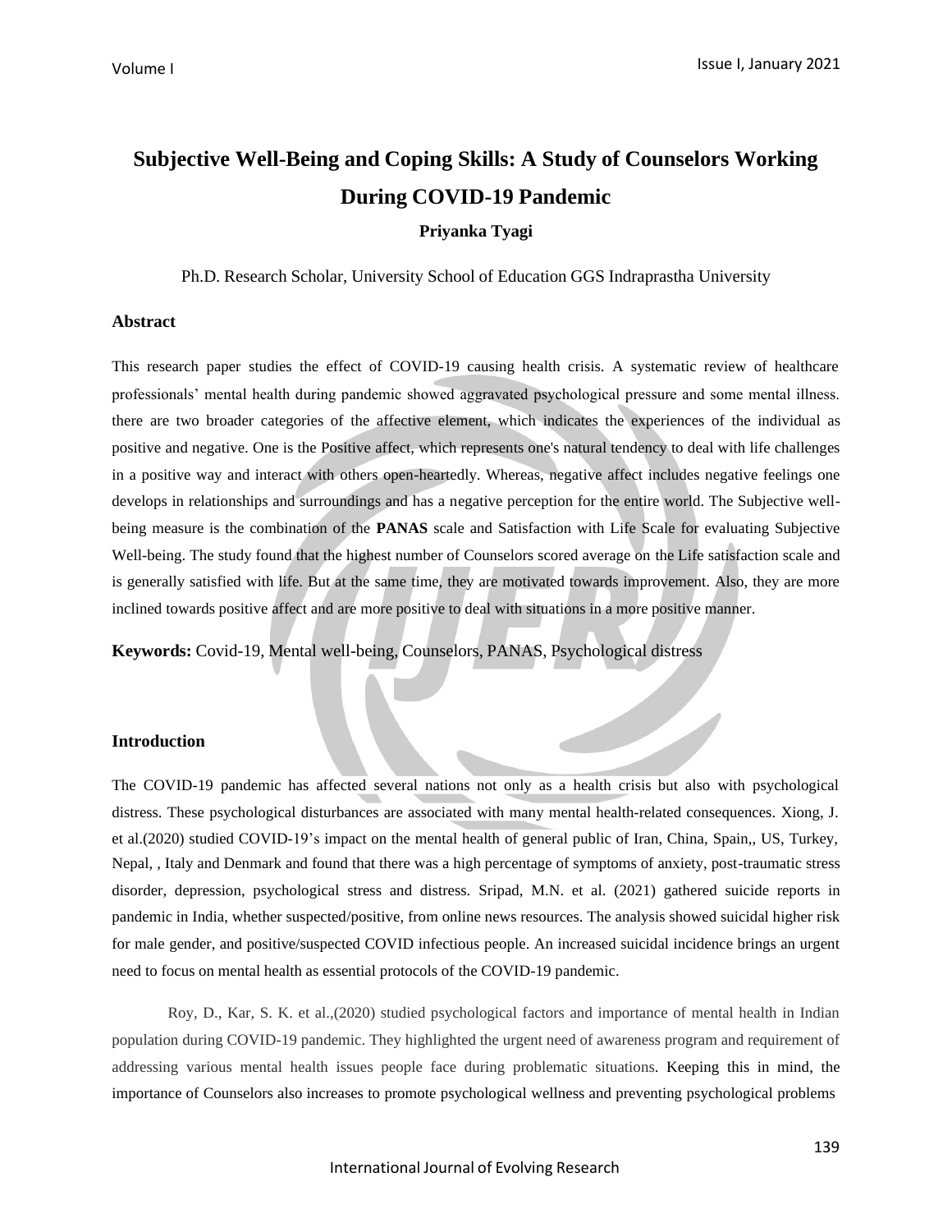# Subjective Well-Being and Coping Skills: A Study of Counselors Working During COVID-19 Pandemic

**Priyanka Tyagi**

Ph.D. Research Scholar, University School of Education GGS Indraprastha University

### Abstract

This research paper studies the effect of COVID-19 causing health crisis. A systematic review of healthcare professionals' mental health during pandemic showed aggravated psychological pressure and some mental illness. there are two broader categories of the affective element, which indicates the experiences of the individual as positive and negative. One is the Positive affect, which represents one's natural tendency to deal with life challenges in a positive way and interact with others open-heartedly. Whereas, negative affect includes negative feelings one develops in relationships and surroundings and has a negative perception for the entire world. The Subjective well-being measure is the combination of the **PANAS** scale and Satisfaction with Life Scale for evaluating Subjective Well-being. The study found that the highest number of Counselors scored average on the Life satisfaction scale and is generally satisfied with life. But at the same time, they are motivated towards improvement. Also, they are more inclined towards positive affect and are more positive to deal with situations in a more positive manner.

**Keywords:** Covid-19, Mental well-being, Counselors, PANAS, Psychological distress

### Introduction

The COVID-19 pandemic has affected several nations not only as a health crisis but also with psychological distress. These psychological disturbances are associated with many mental health-related consequences. Xiong, J. et al.(2020) studied COVID-19's impact on the mental health of general public of Iran, China, Spain,, US, Turkey, Nepal, , Italy and Denmark and found that there was a high percentage of symptoms of anxiety, post-traumatic stress disorder, depression, psychological stress and distress. Sripad, M.N. et al. (2021) gathered suicide reports in pandemic in India, whether suspected/positive, from online news resources. The analysis showed suicidal higher risk for male gender, and positive/suspected COVID infectious people. An increased suicidal incidence brings an urgent need to focus on mental health as essential protocols of the COVID-19 pandemic.

Roy, D., Kar, S. K. et al.,(2020) studied psychological factors and importance of mental health in Indian population during COVID-19 pandemic. They highlighted the urgent need of awareness program and requirement of addressing various mental health issues people face during problematic situations. Keeping this in mind, the importance of Counselors also increases to promote psychological wellness and preventing psychological problems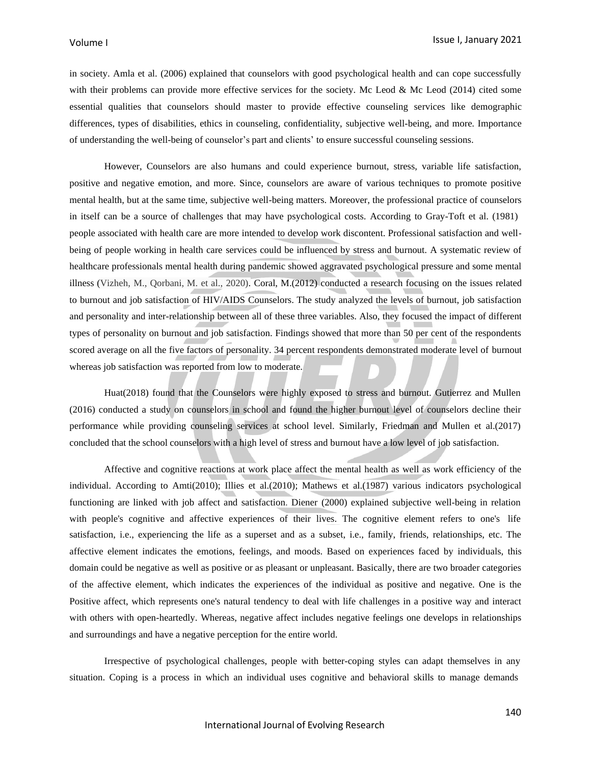in society. Amla et al. (2006) explained that counselors with good psychological health and can cope successfully with their problems can provide more effective services for the society. Mc Leod & Mc Leod (2014) cited some essential qualities that counselors should master to provide effective counseling services like demographic differences, types of disabilities, ethics in counseling, confidentiality, subjective well-being, and more. Importance of understanding the well-being of counselor's part and clients' to ensure successful counseling sessions.

However, Counselors are also humans and could experience burnout, stress, variable life satisfaction, positive and negative emotion, and more. Since, counselors are aware of various techniques to promote positive mental health, but at the same time, subjective well-being matters. Moreover, the professional practice of counselors in itself can be a source of challenges that may have psychological costs. According to Gray-Toft et al. (1981) people associated with health care are more intended to develop work discontent. Professional satisfaction and well-being of people working in health care services could be influenced by stress and burnout. A systematic review of healthcare professionals mental health during pandemic showed aggravated psychological pressure and some mental illness (Vizheh, M., Qorbani, M. et al., 2020). Coral, M.(2012) conducted a research focusing on the issues related to burnout and job satisfaction of HIV/AIDS Counselors. The study analyzed the levels of burnout, job satisfaction and personality and inter-relationship between all of these three variables. Also, they focused the impact of different types of personality on burnout and job satisfaction. Findings showed that more than 50 per cent of the respondents scored average on all the five factors of personality. 34 percent respondents demonstrated moderate level of burnout whereas job satisfaction was reported from low to moderate.

Huat(2018) found that the Counselors were highly exposed to stress and burnout. Gutierrez and Mullen (2016) conducted a study on counselors in school and found the higher burnout level of counselors decline their performance while providing counseling services at school level. Similarly, Friedman and Mullen et al.(2017) concluded that the school counselors with a high level of stress and burnout have a low level of job satisfaction.

Affective and cognitive reactions at work place affect the mental health as well as work efficiency of the individual. According to Amti(2010); Illies et al.(2010); Mathews et al.(1987) various indicators psychological functioning are linked with job affect and satisfaction. Diener (2000) explained subjective well-being in relation with people's cognitive and affective experiences of their lives. The cognitive element refers to one's life satisfaction, i.e., experiencing the life as a superset and as a subset, i.e., family, friends, relationships, etc. The affective element indicates the emotions, feelings, and moods. Based on experiences faced by individuals, this domain could be negative as well as positive or as pleasant or unpleasant. Basically, there are two broader categories of the affective element, which indicates the experiences of the individual as positive and negative. One is the Positive affect, which represents one's natural tendency to deal with life challenges in a positive way and interact with others with open-heartedly. Whereas, negative affect includes negative feelings one develops in relationships and surroundings and have a negative perception for the entire world.

Irrespective of psychological challenges, people with better-coping styles can adapt themselves in any situation. Coping is a process in which an individual uses cognitive and behavioral skills to manage demands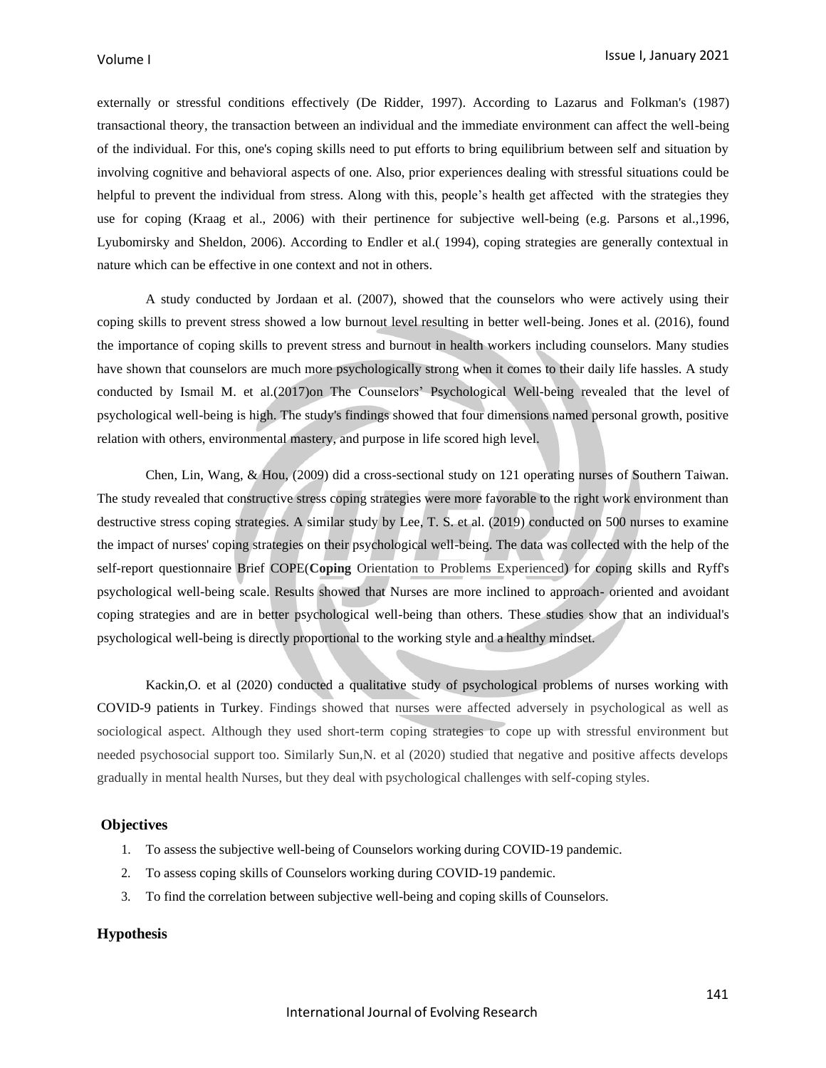externally or stressful conditions effectively (De Ridder, 1997). According to Lazarus and Folkman's (1987) transactional theory, the transaction between an individual and the immediate environment can affect the well-being of the individual. For this, one's coping skills need to put efforts to bring equilibrium between self and situation by involving cognitive and behavioral aspects of one. Also, prior experiences dealing with stressful situations could be helpful to prevent the individual from stress. Along with this, people's health get affected with the strategies they use for coping (Kraag et al., 2006) with their pertinence for subjective well-being (e.g. Parsons et al.,1996, Lyubomirsky and Sheldon, 2006). According to Endler et al.( 1994), coping strategies are generally contextual in nature which can be effective in one context and not in others.

A study conducted by Jordaan et al. (2007), showed that the counselors who were actively using their coping skills to prevent stress showed a low burnout level resulting in better well-being. Jones et al. (2016), found the importance of coping skills to prevent stress and burnout in health workers including counselors. Many studies have shown that counselors are much more psychologically strong when it comes to their daily life hassles. A study conducted by Ismail M. et al.(2017)on The Counselors' Psychological Well-being revealed that the level of psychological well-being is high. The study's findings showed that four dimensions named personal growth, positive relation with others, environmental mastery, and purpose in life scored high level.

Chen, Lin, Wang, & Hou, (2009) did a cross-sectional study on 121 operating nurses of Southern Taiwan. The study revealed that constructive stress coping strategies were more favorable to the right work environment than destructive stress coping strategies. A similar study by Lee, T. S. et al. (2019) conducted on 500 nurses to examine the impact of nurses' coping strategies on their psychological well-being. The data was collected with the help of the self-report questionnaire Brief COPE(**Coping** Orientation to Problems Experienced) for coping skills and Ryff's psychological well-being scale. Results showed that Nurses are more inclined to approach- oriented and avoidant coping strategies and are in better psychological well-being than others. These studies show that an individual's psychological well-being is directly proportional to the working style and a healthy mindset.

Kackin,O. et al (2020) conducted a qualitative study of psychological problems of nurses working with COVID-9 patients in Turkey. Findings showed that nurses were affected adversely in psychological as well as sociological aspect. Although they used short-term coping strategies to cope up with stressful environment but needed psychosocial support too. Similarly Sun,N. et al (2020) studied that negative and positive affects develops gradually in mental health Nurses, but they deal with psychological challenges with self-coping styles.

## Objectives

1. To assess the subjective well-being of Counselors working during COVID-19 pandemic.
2. To assess coping skills of Counselors working during COVID-19 pandemic.
3. To find the correlation between subjective well-being and coping skills of Counselors.

## Hypothesis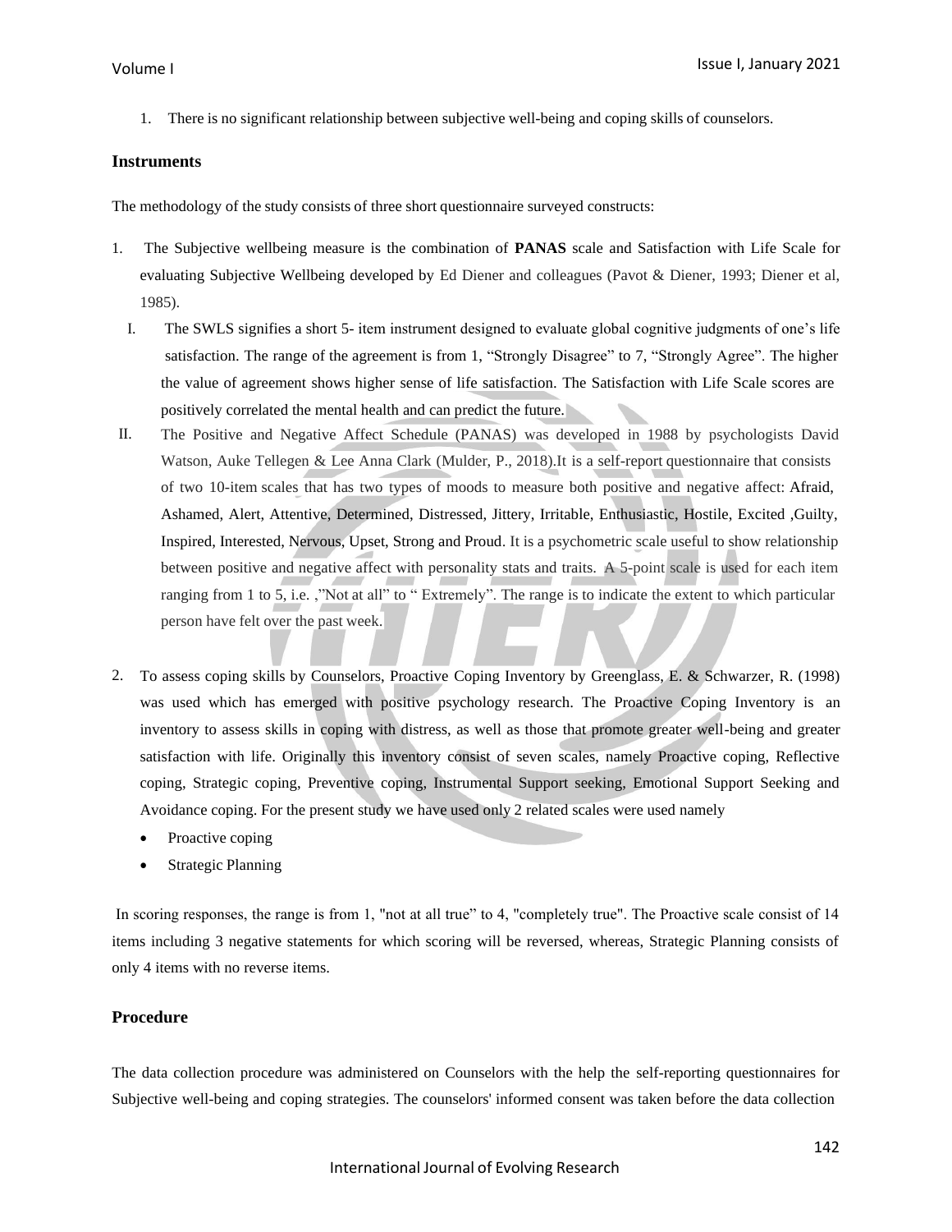1. There is no significant relationship between subjective well-being and coping skills of counselors.

## Instruments

The methodology of the study consists of three short questionnaire surveyed constructs:

1. The Subjective wellbeing measure is the combination of **PANAS** scale and Satisfaction with Life Scale for evaluating Subjective Wellbeing developed by Ed Diener and colleagues (Pavot & Diener, 1993; Diener et al, 1985).

   I. The SWLS signifies a short 5- item instrument designed to evaluate global cognitive judgments of one's life satisfaction. The range of the agreement is from 1, "Strongly Disagree" to 7, "Strongly Agree". The higher the value of agreement shows higher sense of life satisfaction. The Satisfaction with Life Scale scores are positively correlated the mental health and can predict the future.

   II. The Positive and Negative Affect Schedule (PANAS) was developed in 1988 by psychologists David Watson, Auke Tellegen & Lee Anna Clark (Mulder, P., 2018).It is a self-report questionnaire that consists of two 10-item scales that has two types of moods to measure both positive and negative affect: Afraid, Ashamed, Alert, Attentive, Determined, Distressed, Jittery, Irritable, Enthusiastic, Hostile, Excited ,Guilty, Inspired, Interested, Nervous, Upset, Strong and Proud. It is a psychometric scale useful to show relationship between positive and negative affect with personality stats and traits. A 5-point scale is used for each item ranging from 1 to 5, i.e. ,"Not at all" to " Extremely". The range is to indicate the extent to which particular person have felt over the past week.

2. To assess coping skills by Counselors, Proactive Coping Inventory by Greenglass, E. & Schwarzer, R. (1998) was used which has emerged with positive psychology research. The Proactive Coping Inventory is an inventory to assess skills in coping with distress, as well as those that promote greater well-being and greater satisfaction with life. Originally this inventory consist of seven scales, namely Proactive coping, Reflective coping, Strategic coping, Preventive coping, Instrumental Support seeking, Emotional Support Seeking and Avoidance coping. For the present study we have used only 2 related scales were used namely

   - Proactive coping
   - Strategic Planning

In scoring responses, the range is from 1, "not at all true" to 4, "completely true". The Proactive scale consist of 14 items including 3 negative statements for which scoring will be reversed, whereas, Strategic Planning consists of only 4 items with no reverse items.

## Procedure

The data collection procedure was administered on Counselors with the help the self-reporting questionnaires for Subjective well-being and coping strategies. The counselors' informed consent was taken before the data collection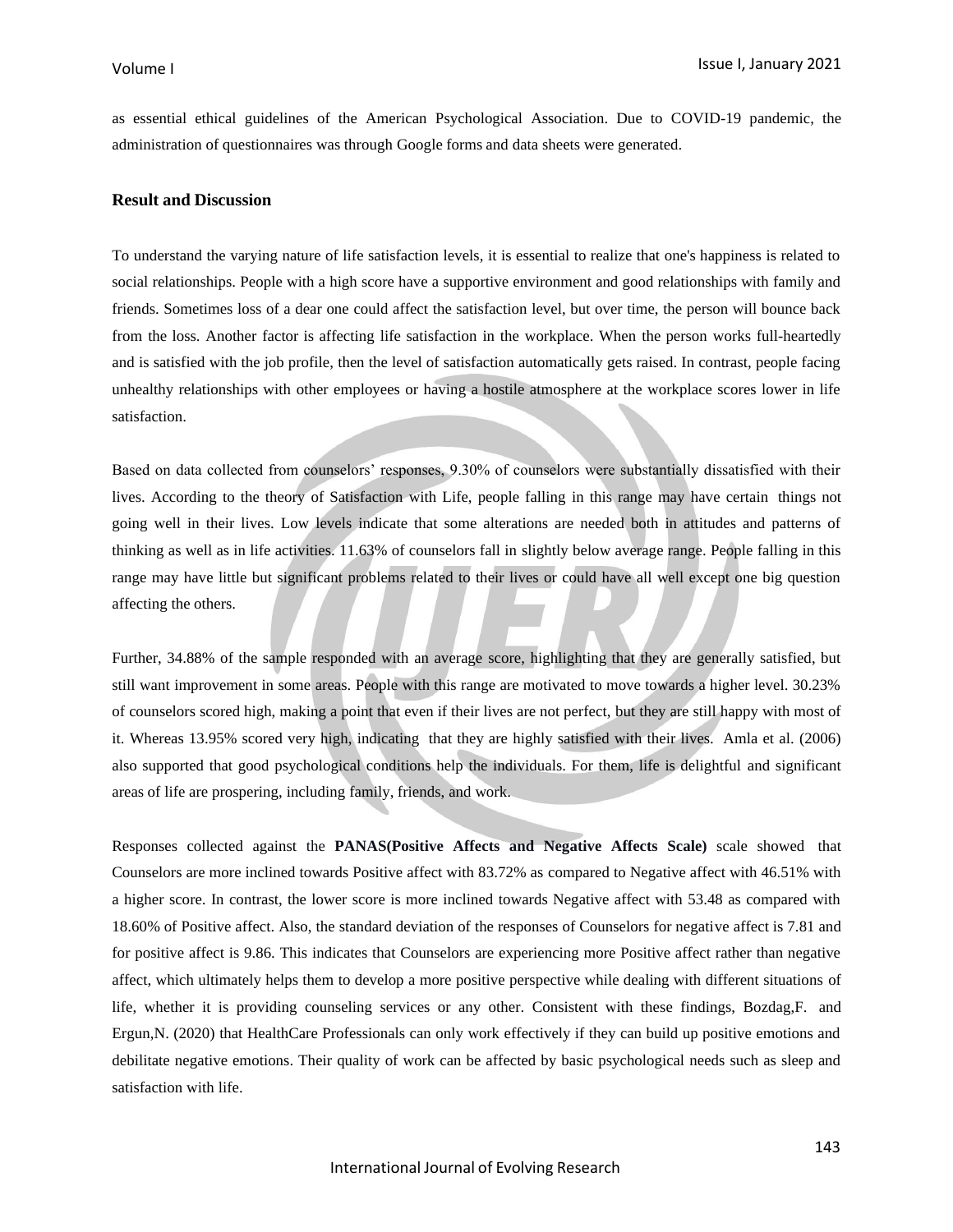as essential ethical guidelines of the American Psychological Association. Due to COVID-19 pandemic, the administration of questionnaires was through Google forms and data sheets were generated.

## Result and Discussion

To understand the varying nature of life satisfaction levels, it is essential to realize that one's happiness is related to social relationships. People with a high score have a supportive environment and good relationships with family and friends. Sometimes loss of a dear one could affect the satisfaction level, but over time, the person will bounce back from the loss. Another factor is affecting life satisfaction in the workplace. When the person works full-heartedly and is satisfied with the job profile, then the level of satisfaction automatically gets raised. In contrast, people facing unhealthy relationships with other employees or having a hostile atmosphere at the workplace scores lower in life satisfaction.

Based on data collected from counselors' responses, 9.30% of counselors were substantially dissatisfied with their lives. According to the theory of Satisfaction with Life, people falling in this range may have certain things not going well in their lives. Low levels indicate that some alterations are needed both in attitudes and patterns of thinking as well as in life activities. 11.63% of counselors fall in slightly below average range. People falling in this range may have little but significant problems related to their lives or could have all well except one big question affecting the others.

Further, 34.88% of the sample responded with an average score, highlighting that they are generally satisfied, but still want improvement in some areas. People with this range are motivated to move towards a higher level. 30.23% of counselors scored high, making a point that even if their lives are not perfect, but they are still happy with most of it. Whereas 13.95% scored very high, indicating that they are highly satisfied with their lives. Amla et al. (2006) also supported that good psychological conditions help the individuals. For them, life is delightful and significant areas of life are prospering, including family, friends, and work.

Responses collected against the **PANAS(Positive Affects and Negative Affects Scale)** scale showed that Counselors are more inclined towards Positive affect with 83.72% as compared to Negative affect with 46.51% with a higher score. In contrast, the lower score is more inclined towards Negative affect with 53.48 as compared with 18.60% of Positive affect. Also, the standard deviation of the responses of Counselors for negative affect is 7.81 and for positive affect is 9.86. This indicates that Counselors are experiencing more Positive affect rather than negative affect, which ultimately helps them to develop a more positive perspective while dealing with different situations of life, whether it is providing counseling services or any other. Consistent with these findings, Bozdag,F. and Ergun,N. (2020) that HealthCare Professionals can only work effectively if they can build up positive emotions and debilitate negative emotions. Their quality of work can be affected by basic psychological needs such as sleep and satisfaction with life.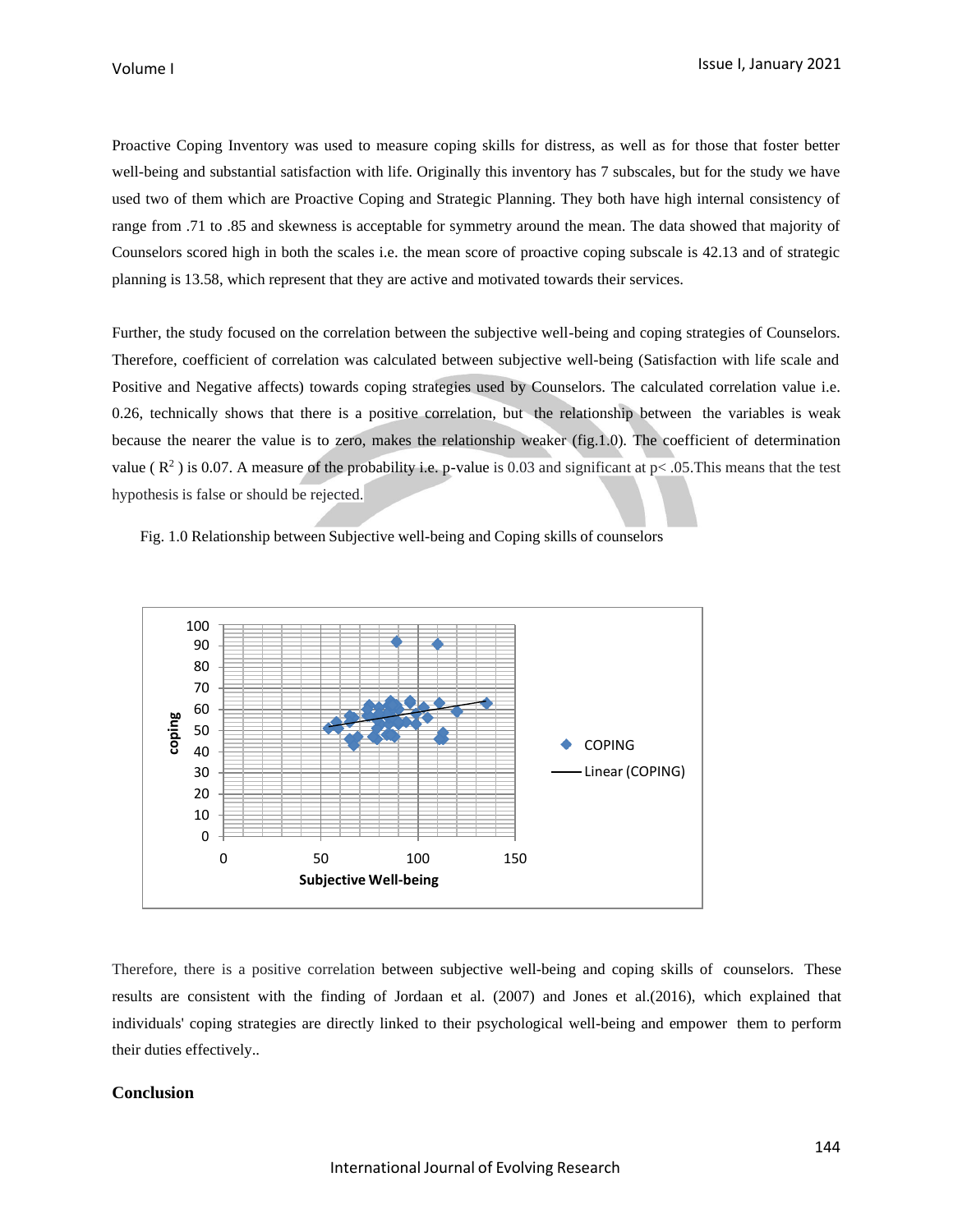Proactive Coping Inventory was used to measure coping skills for distress, as well as for those that foster better well-being and substantial satisfaction with life. Originally this inventory has 7 subscales, but for the study we have used two of them which are Proactive Coping and Strategic Planning. They both have high internal consistency of range from .71 to .85 and skewness is acceptable for symmetry around the mean. The data showed that majority of Counselors scored high in both the scales i.e. the mean score of proactive coping subscale is 42.13 and of strategic planning is 13.58, which represent that they are active and motivated towards their services.

Further, the study focused on the correlation between the subjective well-being and coping strategies of Counselors. Therefore, coefficient of correlation was calculated between subjective well-being (Satisfaction with life scale and Positive and Negative affects) towards coping strategies used by Counselors. The calculated correlation value i.e. 0.26, technically shows that there is a positive correlation, but the relationship between the variables is weak because the nearer the value is to zero, makes the relationship weaker (fig.1.0). The coefficient of determination value ( $R^2$ ) is 0.07. A measure of the probability i.e. p-value is 0.03 and significant at $p < .05$. This means that the test hypothesis is false or should be rejected.

Fig. 1.0 Relationship between Subjective well-being and Coping skills of counselors

Therefore, there is a positive correlation between subjective well-being and coping skills of counselors. These results are consistent with the finding of Jordaan et al. (2007) and Jones et al.(2016), which explained that individuals' coping strategies are directly linked to their psychological well-being and empower them to perform their duties effectively..

## Conclusion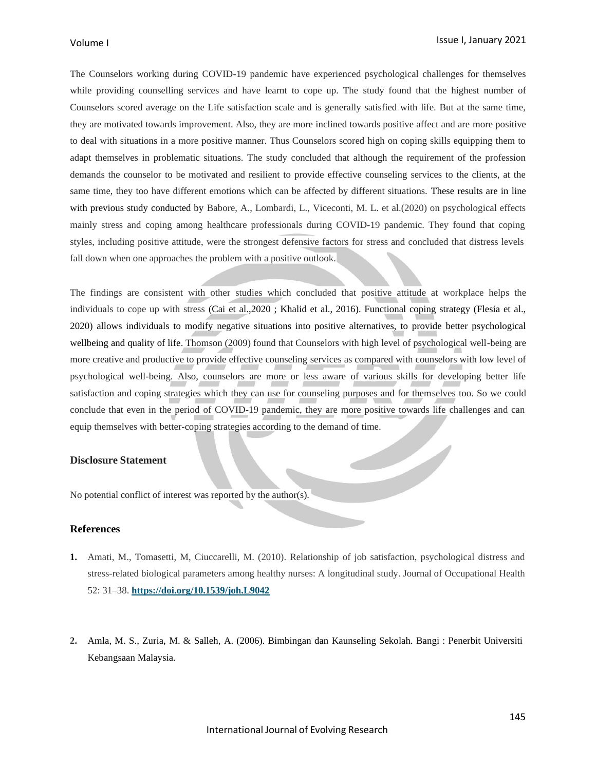The Counselors working during COVID-19 pandemic have experienced psychological challenges for themselves while providing counselling services and have learnt to cope up. The study found that the highest number of Counselors scored average on the Life satisfaction scale and is generally satisfied with life. But at the same time, they are motivated towards improvement. Also, they are more inclined towards positive affect and are more positive to deal with situations in a more positive manner. Thus Counselors scored high on coping skills equipping them to adapt themselves in problematic situations. The study concluded that although the requirement of the profession demands the counselor to be motivated and resilient to provide effective counseling services to the clients, at the same time, they too have different emotions which can be affected by different situations. These results are in line with previous study conducted by Babore, A., Lombardi, L., Viceconti, M. L. et al.(2020) on psychological effects mainly stress and coping among healthcare professionals during COVID-19 pandemic. They found that coping styles, including positive attitude, were the strongest defensive factors for stress and concluded that distress levels fall down when one approaches the problem with a positive outlook.

The findings are consistent with other studies which concluded that positive attitude at workplace helps the individuals to cope up with stress (Cai et al.,2020 ; Khalid et al., 2016). Functional coping strategy (Flesia et al., 2020) allows individuals to modify negative situations into positive alternatives, to provide better psychological wellbeing and quality of life. Thomson (2009) found that Counselors with high level of psychological well-being are more creative and productive to provide effective counseling services as compared with counselors with low level of psychological well-being. Also, counselors are more or less aware of various skills for developing better life satisfaction and coping strategies which they can use for counseling purposes and for themselves too. So we could conclude that even in the period of COVID-19 pandemic, they are more positive towards life challenges and can equip themselves with better-coping strategies according to the demand of time.

### Disclosure Statement

No potential conflict of interest was reported by the author(s).

### References

1. Amati, M., Tomasetti, M, Ciuccarelli, M. (2010). Relationship of job satisfaction, psychological distress and stress-related biological parameters among healthy nurses: A longitudinal study. Journal of Occupational Health 52: 31–38. **https://doi.org/10.1539/joh.L9042**

2. Amla, M. S., Zuria, M. & Salleh, A. (2006). Bimbingan dan Kaunseling Sekolah. Bangi : Penerbit Universiti Kebangsaan Malaysia.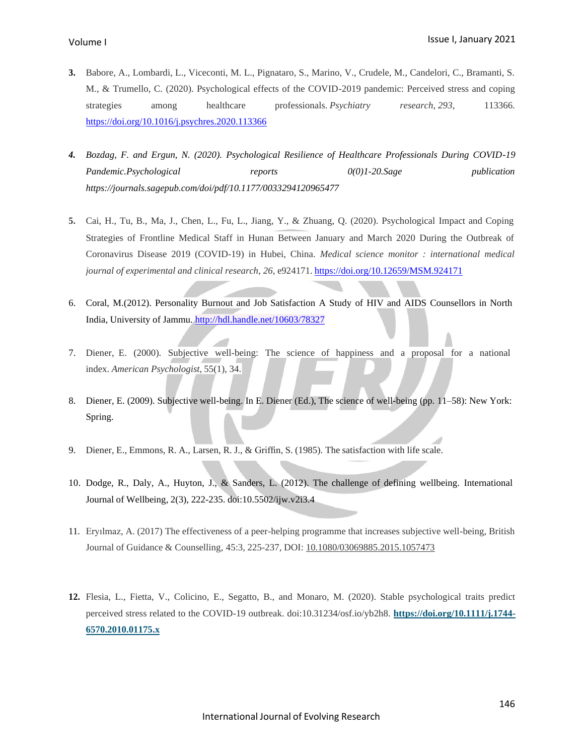3. Babore, A., Lombardi, L., Viceconti, M. L., Pignataro, S., Marino, V., Crudele, M., Candelori, C., Bramanti, S. M., & Trumello, C. (2020). Psychological effects of the COVID-2019 pandemic: Perceived stress and coping strategies among healthcare professionals. *Psychiatry research*, *293*, 113366. https://doi.org/10.1016/j.psychres.2020.113366

4. *Bozdag, F. and Ergun, N. (2020). Psychological Resilience of Healthcare Professionals During COVID-19 Pandemic.Psychological reports 0(0)1-20.Sage publication https://journals.sagepub.com/doi/pdf/10.1177/0033294120965477*

5. Cai, H., Tu, B., Ma, J., Chen, L., Fu, L., Jiang, Y., & Zhuang, Q. (2020). Psychological Impact and Coping Strategies of Frontline Medical Staff in Hunan Between January and March 2020 During the Outbreak of Coronavirus Disease 2019 (COVID-19) in Hubei, China. *Medical science monitor : international medical journal of experimental and clinical research*, *26*, e924171. https://doi.org/10.12659/MSM.924171

6. Coral, M.(2012). Personality Burnout and Job Satisfaction A Study of HIV and AIDS Counsellors in North India, University of Jammu. http://hdl.handle.net/10603/78327

7. Diener, E. (2000). Subjective well-being: The science of happiness and a proposal for a national index. *American Psychologist*, 55(1), 34.

8. Diener, E. (2009). Subjective well-being. In E. Diener (Ed.), The science of well-being (pp. 11–58): New York: Spring.

9. Diener, E., Emmons, R. A., Larsen, R. J., & Griffin, S. (1985). The satisfaction with life scale.

10. Dodge, R., Daly, A., Huyton, J., & Sanders, L. (2012). The challenge of defining wellbeing. International Journal of Wellbeing, 2(3), 222-235. doi:10.5502/ijw.v2i3.4

11. Eryılmaz, A. (2017) The effectiveness of a peer-helping programme that increases subjective well-being, British Journal of Guidance & Counselling, 45:3, 225-237, DOI: 10.1080/03069885.2015.1057473

12. Flesia, L., Fietta, V., Colicino, E., Segatto, B., and Monaro, M. (2020). Stable psychological traits predict perceived stress related to the COVID-19 outbreak. doi:10.31234/osf.io/yb2h8. **https://doi.org/10.1111/j.1744-6570.2010.01175.x**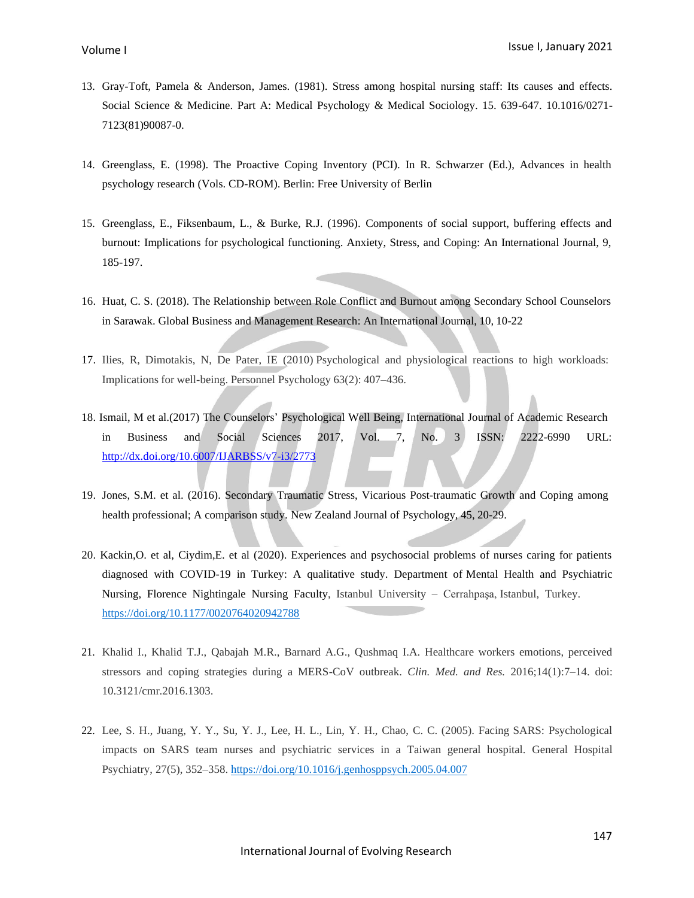13. Gray-Toft, Pamela & Anderson, James. (1981). Stress among hospital nursing staff: Its causes and effects. Social Science & Medicine. Part A: Medical Psychology & Medical Sociology. 15. 639-647. 10.1016/0271-7123(81)90087-0.

14. Greenglass, E. (1998). The Proactive Coping Inventory (PCI). In R. Schwarzer (Ed.), Advances in health psychology research (Vols. CD-ROM). Berlin: Free University of Berlin

15. Greenglass, E., Fiksenbaum, L., & Burke, R.J. (1996). Components of social support, buffering effects and burnout: Implications for psychological functioning. Anxiety, Stress, and Coping: An International Journal, 9, 185-197.

16. Huat, C. S. (2018). The Relationship between Role Conflict and Burnout among Secondary School Counselors in Sarawak. Global Business and Management Research: An International Journal, 10, 10-22

17. Ilies, R, Dimotakis, N, De Pater, IE (2010) Psychological and physiological reactions to high workloads: Implications for well-being. Personnel Psychology 63(2): 407–436.

18. Ismail, M et al.(2017) The Counselors' Psychological Well Being, International Journal of Academic Research in Business and Social Sciences 2017, Vol. 7, No. 3 ISSN: 2222-6990 URL: http://dx.doi.org/10.6007/IJARBSS/v7-i3/2773

19. Jones, S.M. et al. (2016). Secondary Traumatic Stress, Vicarious Post-traumatic Growth and Coping among health professional; A comparison study. New Zealand Journal of Psychology, 45, 20-29.

20. Kackin,O. et al, Ciydim,E. et al (2020). Experiences and psychosocial problems of nurses caring for patients diagnosed with COVID-19 in Turkey: A qualitative study. Department of Mental Health and Psychiatric Nursing, Florence Nightingale Nursing Faculty, Istanbul University – Cerrahpaşa, Istanbul, Turkey. https://doi.org/10.1177/0020764020942788

21. Khalid I., Khalid T.J., Qabajah M.R., Barnard A.G., Qushmaq I.A. Healthcare workers emotions, perceived stressors and coping strategies during a MERS-CoV outbreak. *Clin. Med. and Res.* 2016;14(1):7–14. doi: 10.3121/cmr.2016.1303.

22. Lee, S. H., Juang, Y. Y., Su, Y. J., Lee, H. L., Lin, Y. H., Chao, C. C. (2005). Facing SARS: Psychological impacts on SARS team nurses and psychiatric services in a Taiwan general hospital. General Hospital Psychiatry, 27(5), 352–358. https://doi.org/10.1016/j.genhosppsych.2005.04.007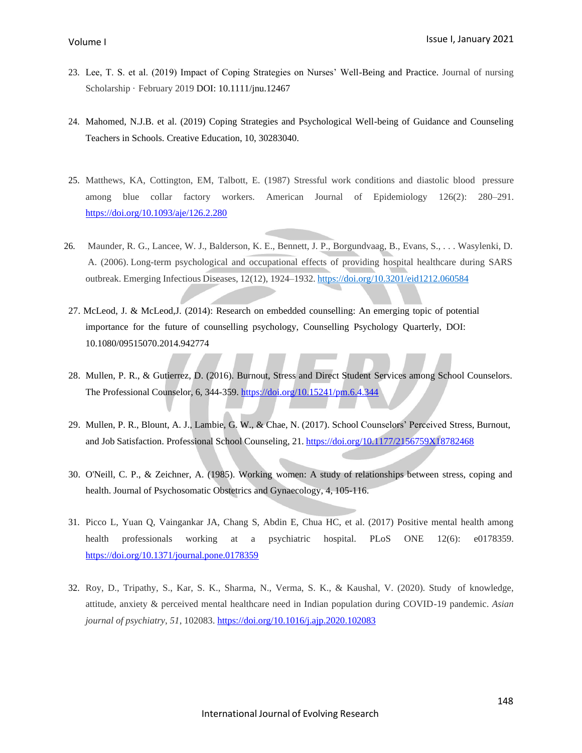23. Lee, T. S. et al. (2019) Impact of Coping Strategies on Nurses' Well-Being and Practice. Journal of nursing Scholarship · February 2019 DOI: 10.1111/jnu.12467

24. Mahomed, N.J.B. et al. (2019) Coping Strategies and Psychological Well-being of Guidance and Counseling Teachers in Schools. Creative Education, 10, 30283040.

25. Matthews, KA, Cottington, EM, Talbott, E. (1987) Stressful work conditions and diastolic blood pressure among blue collar factory workers. American Journal of Epidemiology 126(2): 280–291. https://doi.org/10.1093/aje/126.2.280

26. Maunder, R. G., Lancee, W. J., Balderson, K. E., Bennett, J. P., Borgundvaag, B., Evans, S., . . . Wasylenki, D. A. (2006). Long-term psychological and occupational effects of providing hospital healthcare during SARS outbreak. Emerging Infectious Diseases, 12(12), 1924–1932. https://doi.org/10.3201/eid1212.060584

27. McLeod, J. & McLeod,J. (2014): Research on embedded counselling: An emerging topic of potential importance for the future of counselling psychology, Counselling Psychology Quarterly, DOI: 10.1080/09515070.2014.942774

28. Mullen, P. R., & Gutierrez, D. (2016). Burnout, Stress and Direct Student Services among School Counselors. The Professional Counselor, 6, 344-359. https://doi.org/10.15241/pm.6.4.344

29. Mullen, P. R., Blount, A. J., Lambie, G. W., & Chae, N. (2017). School Counselors' Perceived Stress, Burnout, and Job Satisfaction. Professional School Counseling, 21. https://doi.org/10.1177/2156759X18782468

30. O'Neill, C. P., & Zeichner, A. (1985). Working women: A study of relationships between stress, coping and health. Journal of Psychosomatic Obstetrics and Gynaecology, 4, 105-116.

31. Picco L, Yuan Q, Vaingankar JA, Chang S, Abdin E, Chua HC, et al. (2017) Positive mental health among health professionals working at a psychiatric hospital. PLoS ONE 12(6): e0178359. https://doi.org/10.1371/journal.pone.0178359

32. Roy, D., Tripathy, S., Kar, S. K., Sharma, N., Verma, S. K., & Kaushal, V. (2020). Study of knowledge, attitude, anxiety & perceived mental healthcare need in Indian population during COVID-19 pandemic. *Asian journal of psychiatry*, *51*, 102083. https://doi.org/10.1016/j.ajp.2020.102083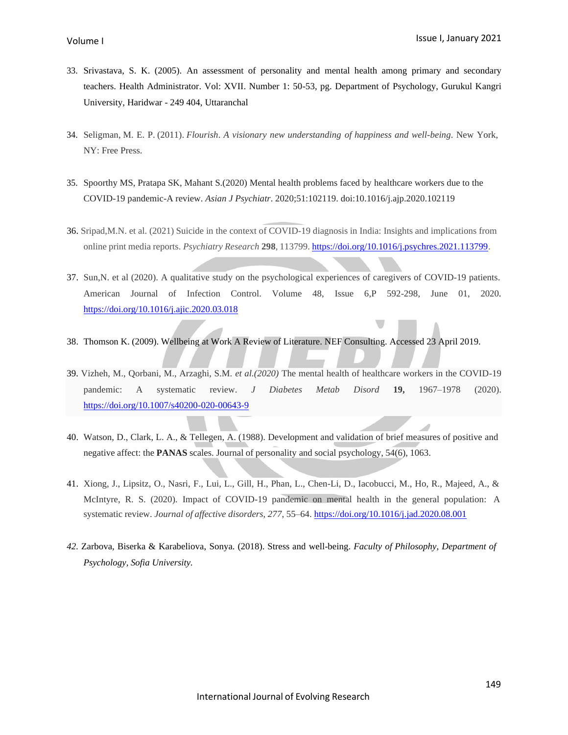33. Srivastava, S. K. (2005). An assessment of personality and mental health among primary and secondary teachers. Health Administrator. Vol: XVII. Number 1: 50-53, pg. Department of Psychology, Gurukul Kangri University, Haridwar - 249 404, Uttaranchal

34. Seligman, M. E. P. (2011). *Flourish*. *A visionary new understanding of happiness and well-being*. New York, NY: Free Press.

35. Spoorthy MS, Pratapa SK, Mahant S.(2020) Mental health problems faced by healthcare workers due to the COVID-19 pandemic-A review. *Asian J Psychiatr*. 2020;51:102119. doi:10.1016/j.ajp.2020.102119

36. Sripad,M.N. et al. (2021) Suicide in the context of COVID-19 diagnosis in India: Insights and implications from online print media reports. *Psychiatry Research* **298**, 113799. https://doi.org/10.1016/j.psychres.2021.113799.

37. Sun,N. et al (2020). A qualitative study on the psychological experiences of caregivers of COVID-19 patients. American Journal of Infection Control. Volume 48, Issue 6,P 592-298, June 01, 2020. https://doi.org/10.1016/j.ajic.2020.03.018

38. Thomson K. (2009). Wellbeing at Work A Review of Literature. NEF Consulting. Accessed 23 April 2019.

39. Vizheh, M., Qorbani, M., Arzaghi, S.M. *et al.(2020)* The mental health of healthcare workers in the COVID-19 pandemic: A systematic review. *J Diabetes Metab Disord* **19,** 1967–1978 (2020). https://doi.org/10.1007/s40200-020-00643-9

40. Watson, D., Clark, L. A., & Tellegen, A. (1988). Development and validation of brief measures of positive and negative affect: the **PANAS** scales. Journal of personality and social psychology, 54(6), 1063.

41. Xiong, J., Lipsitz, O., Nasri, F., Lui, L., Gill, H., Phan, L., Chen-Li, D., Iacobucci, M., Ho, R., Majeed, A., & McIntyre, R. S. (2020). Impact of COVID-19 pandemic on mental health in the general population: A systematic review. *Journal of affective disorders, 277*, 55–64. https://doi.org/10.1016/j.jad.2020.08.001

*42.* Zarbova, Biserka & Karabeliova, Sonya. (2018). Stress and well-being. *Faculty of Philosophy, Department of Psychology, Sofia University.*